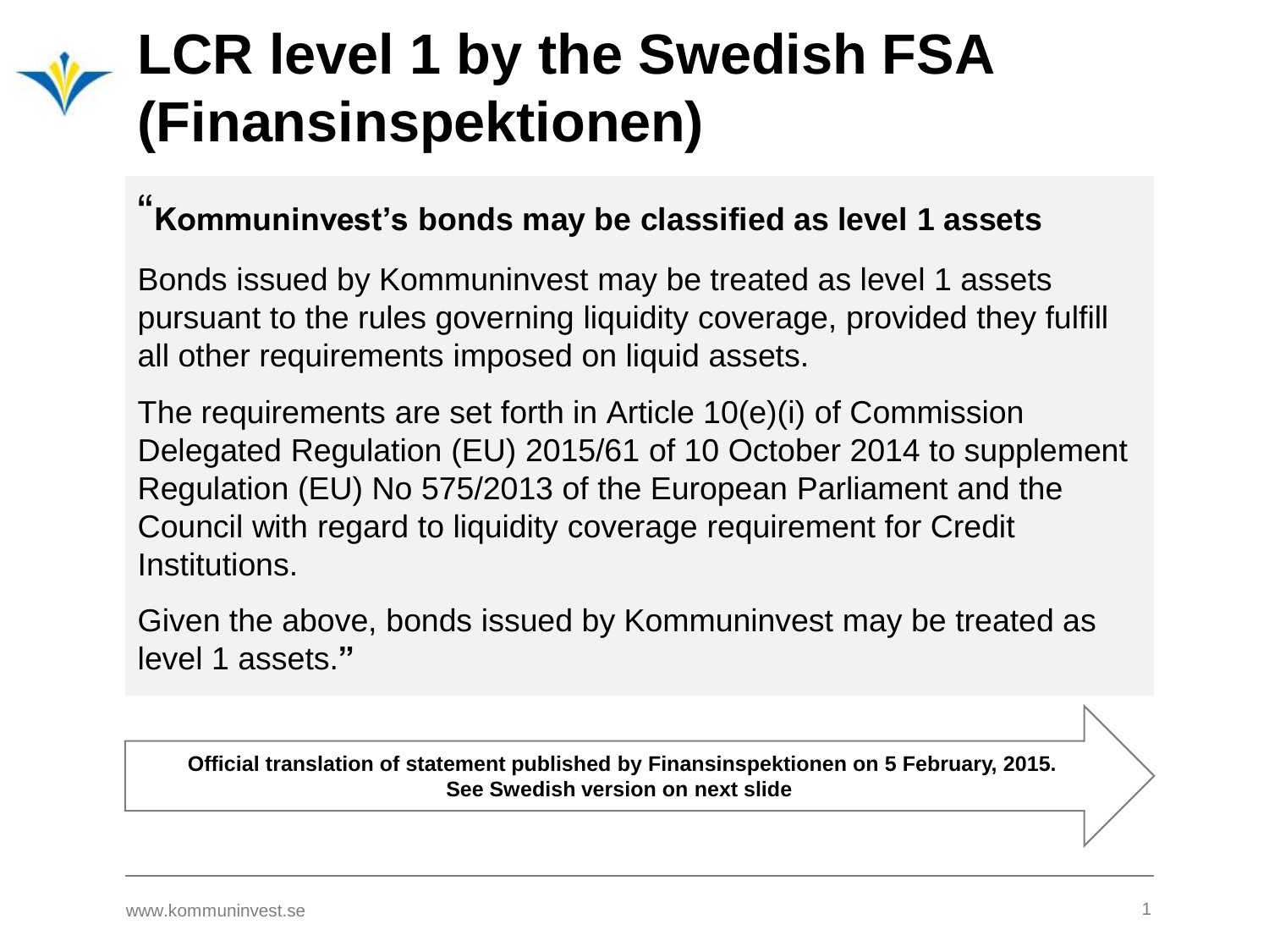# LCR level 1 by the Swedish FSA (Finansinspektionen)

"**Kommuninvest's bonds may be classified as level 1 assets**

Bonds issued by Kommuninvest may be treated as level 1 assets pursuant to the rules governing liquidity coverage, provided they fulfill all other requirements imposed on liquid assets.

The requirements are set forth in Article 10(e)(i) of Commission Delegated Regulation (EU) 2015/61 of 10 October 2014 to supplement Regulation (EU) No 575/2013 of the European Parliament and the Council with regard to liquidity coverage requirement for Credit Institutions.

Given the above, bonds issued by Kommuninvest may be treated as level 1 assets."

**Official translation of statement published by Finansinspektionen on 5 February, 2015. See Swedish version on next slide**

www.kommuninvest.se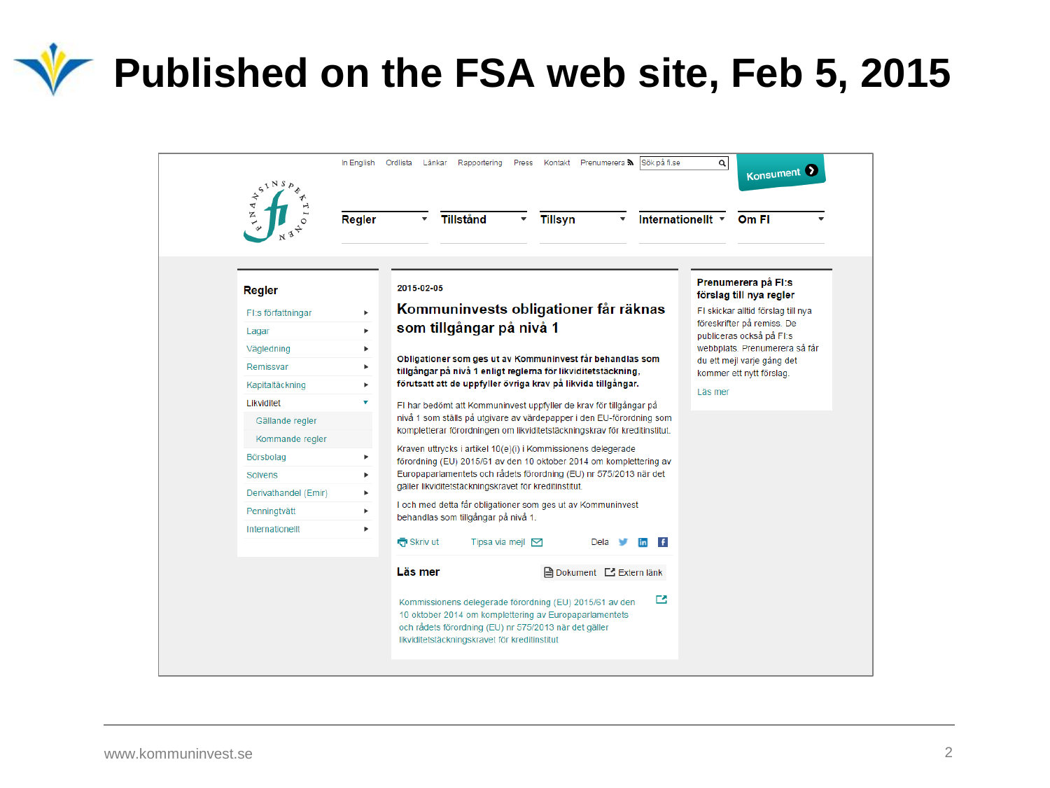# Published on the FSA web site, Feb 5, 2015

In English | Ordlista | Länkar | Rapportering | Press | Kontakt | Prenumerera | Sök på fi.se

Konsument

Regler | Tillstånd | Tillsyn | Internationellt | Om FI

**Regler**

- FI:s författningar
- Lagar
- Vägledning
- Remissvar
- Kapitaltäckning
- Likviditet
  - Gällande regler
  - Kommande regler
- Börsbolag
- Solvens
- Derivathandel (Emir)
- Penningtvätt
- Internationellt

2015-02-05

## Kommuninvests obligationer får räknas som tillgångar på nivå 1

**Obligationer som ges ut av Kommuninvest får behandlas som tillgångar på nivå 1 enligt reglerna för likviditetstäckning, förutsatt att de uppfyller övriga krav på likvida tillgångar.**

FI har bedömt att Kommuninvest uppfyller de krav för tillgångar på nivå 1 som ställs på utgivare av värdepapper i den EU-förordning som kompletterar förordningen om likviditetstäckningskrav för kreditinstitut.

Kraven uttrycks i artikel 10(e)(i) i Kommissionens delegerade förordning (EU) 2015/61 av den 10 oktober 2014 om komplettering av Europaparlamentets och rådets förordning (EU) nr 575/2013 när det gäller likviditetstäckningskravet för kreditinstitut.

I och med detta får obligationer som ges ut av Kommuninvest behandlas som tillgångar på nivå 1.

Skriv ut | Tipsa via mejl | Dela

**Läs mer** — Dokument | Extern länk

Kommissionens delegerade förordning (EU) 2015/61 av den 10 oktober 2014 om komplettering av Europaparlamentets och rådets förordning (EU) nr 575/2013 när det gäller likviditetstäckningskravet för kreditinstitut

**Prenumerera på FI:s förslag till nya regler**

FI skickar alltid förslag till nya föreskrifter på remiss. De publiceras också på FI:s webbplats. Prenumerera så får du ett mejl varje gång det kommer ett nytt förslag.

Läs mer

www.kommuninvest.se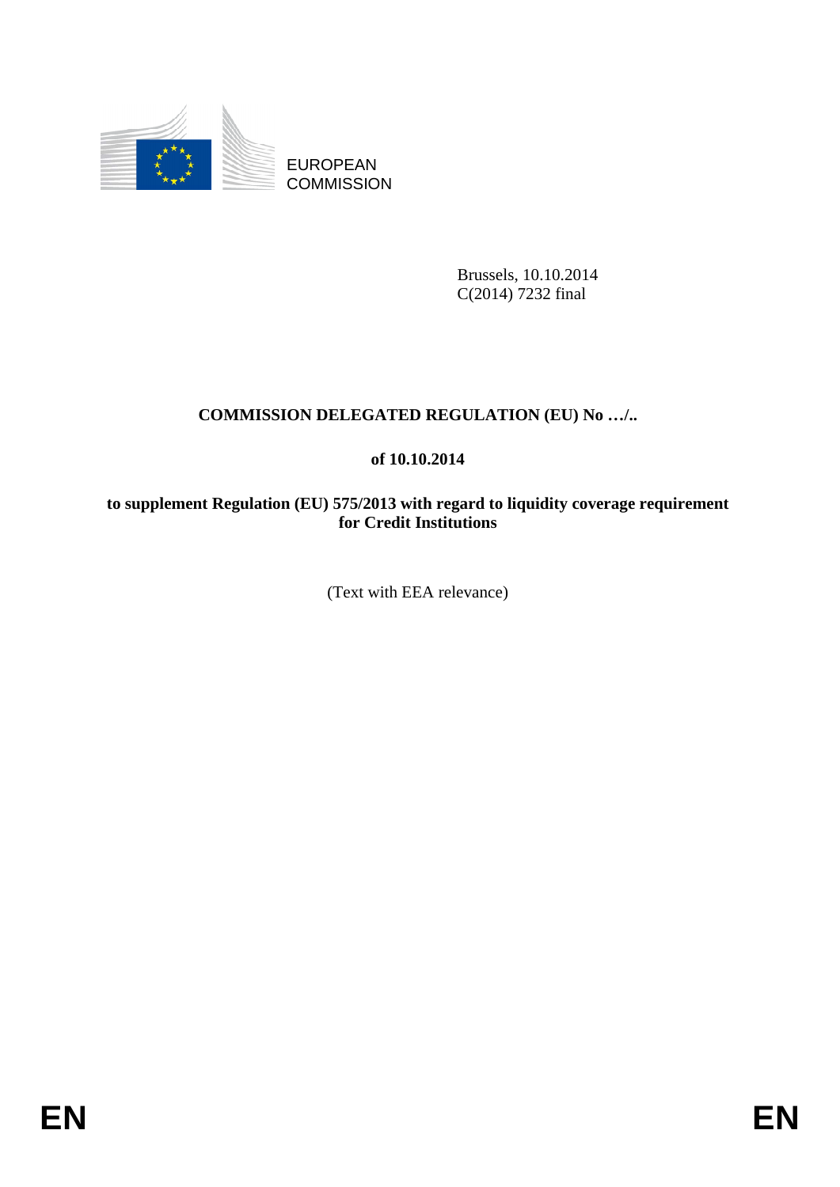EUROPEAN COMMISSION

Brussels, 10.10.2014
C(2014) 7232 final

**COMMISSION DELEGATED REGULATION (EU) No …/..**

**of 10.10.2014**

**to supplement Regulation (EU) 575/2013 with regard to liquidity coverage requirement for Credit Institutions**

(Text with EEA relevance)

**EN** **EN**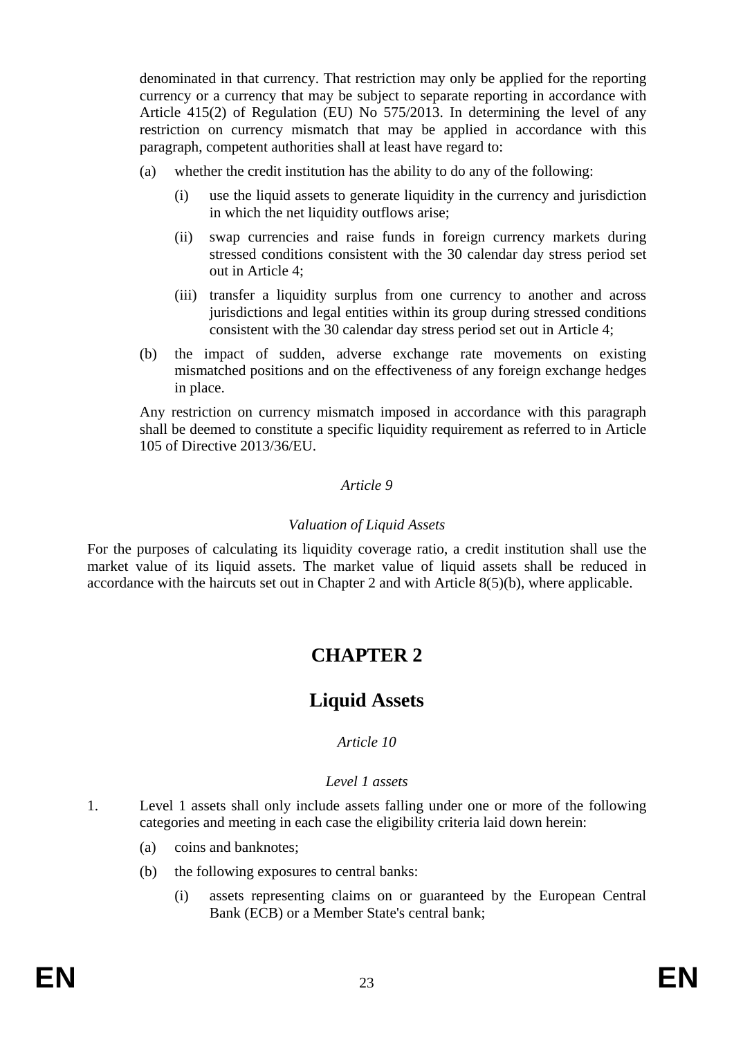denominated in that currency. That restriction may only be applied for the reporting currency or a currency that may be subject to separate reporting in accordance with Article 415(2) of Regulation (EU) No 575/2013. In determining the level of any restriction on currency mismatch that may be applied in accordance with this paragraph, competent authorities shall at least have regard to:

(a) whether the credit institution has the ability to do any of the following:

  (i) use the liquid assets to generate liquidity in the currency and jurisdiction in which the net liquidity outflows arise;

  (ii) swap currencies and raise funds in foreign currency markets during stressed conditions consistent with the 30 calendar day stress period set out in Article 4;

  (iii) transfer a liquidity surplus from one currency to another and across jurisdictions and legal entities within its group during stressed conditions consistent with the 30 calendar day stress period set out in Article 4;

(b) the impact of sudden, adverse exchange rate movements on existing mismatched positions and on the effectiveness of any foreign exchange hedges in place.

Any restriction on currency mismatch imposed in accordance with this paragraph shall be deemed to constitute a specific liquidity requirement as referred to in Article 105 of Directive 2013/36/EU.

*Article 9*

*Valuation of Liquid Assets*

For the purposes of calculating its liquidity coverage ratio, a credit institution shall use the market value of its liquid assets. The market value of liquid assets shall be reduced in accordance with the haircuts set out in Chapter 2 and with Article 8(5)(b), where applicable.

# CHAPTER 2

# Liquid Assets

*Article 10*

*Level 1 assets*

1. Level 1 assets shall only include assets falling under one or more of the following categories and meeting in each case the eligibility criteria laid down herein:

  (a) coins and banknotes;

  (b) the following exposures to central banks:

    (i) assets representing claims on or guaranteed by the European Central Bank (ECB) or a Member State's central bank;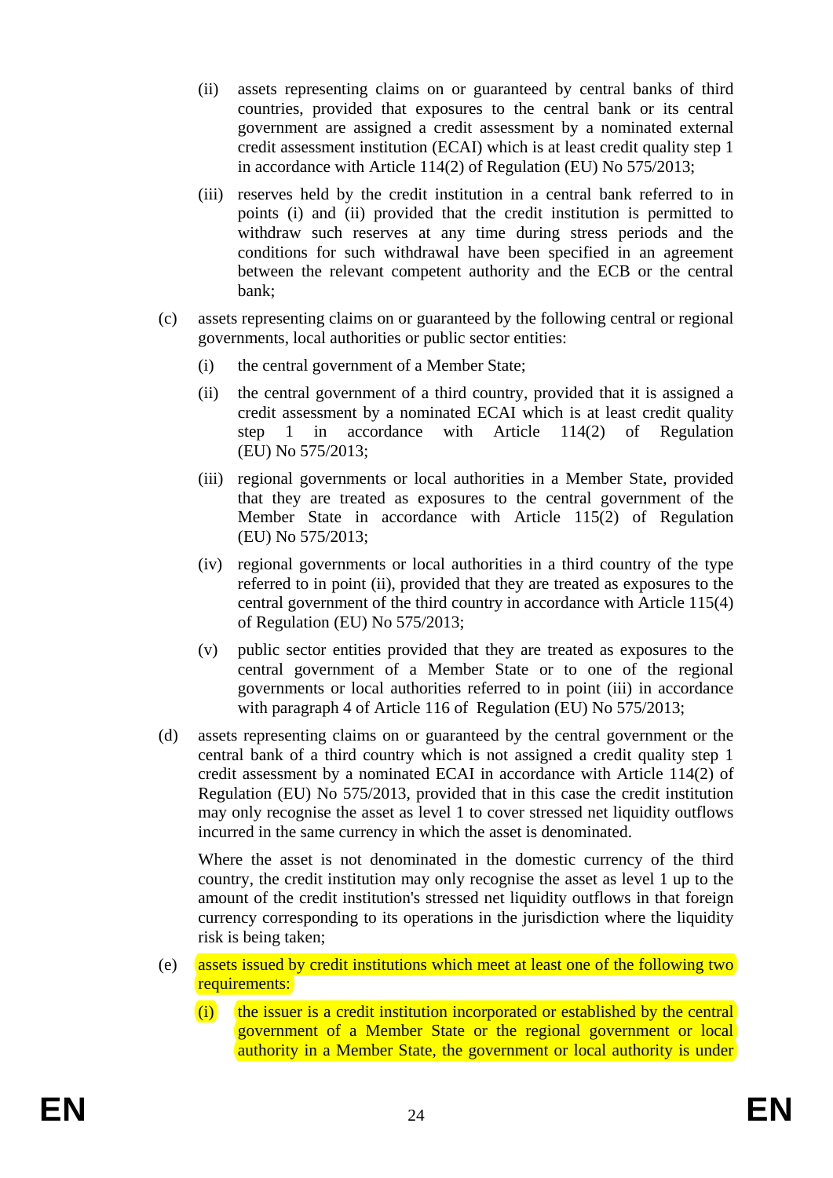(ii) assets representing claims on or guaranteed by central banks of third countries, provided that exposures to the central bank or its central government are assigned a credit assessment by a nominated external credit assessment institution (ECAI) which is at least credit quality step 1 in accordance with Article 114(2) of Regulation (EU) No 575/2013;

(iii) reserves held by the credit institution in a central bank referred to in points (i) and (ii) provided that the credit institution is permitted to withdraw such reserves at any time during stress periods and the conditions for such withdrawal have been specified in an agreement between the relevant competent authority and the ECB or the central bank;

(c) assets representing claims on or guaranteed by the following central or regional governments, local authorities or public sector entities:

(i) the central government of a Member State;

(ii) the central government of a third country, provided that it is assigned a credit assessment by a nominated ECAI which is at least credit quality step 1 in accordance with Article 114(2) of Regulation (EU) No 575/2013;

(iii) regional governments or local authorities in a Member State, provided that they are treated as exposures to the central government of the Member State in accordance with Article 115(2) of Regulation (EU) No 575/2013;

(iv) regional governments or local authorities in a third country of the type referred to in point (ii), provided that they are treated as exposures to the central government of the third country in accordance with Article 115(4) of Regulation (EU) No 575/2013;

(v) public sector entities provided that they are treated as exposures to the central government of a Member State or to one of the regional governments or local authorities referred to in point (iii) in accordance with paragraph 4 of Article 116 of Regulation (EU) No 575/2013;

(d) assets representing claims on or guaranteed by the central government or the central bank of a third country which is not assigned a credit quality step 1 credit assessment by a nominated ECAI in accordance with Article 114(2) of Regulation (EU) No 575/2013, provided that in this case the credit institution may only recognise the asset as level 1 to cover stressed net liquidity outflows incurred in the same currency in which the asset is denominated.

Where the asset is not denominated in the domestic currency of the third country, the credit institution may only recognise the asset as level 1 up to the amount of the credit institution's stressed net liquidity outflows in that foreign currency corresponding to its operations in the jurisdiction where the liquidity risk is being taken;

(e) assets issued by credit institutions which meet at least one of the following two requirements:

(i) the issuer is a credit institution incorporated or established by the central government of a Member State or the regional government or local authority in a Member State, the government or local authority is under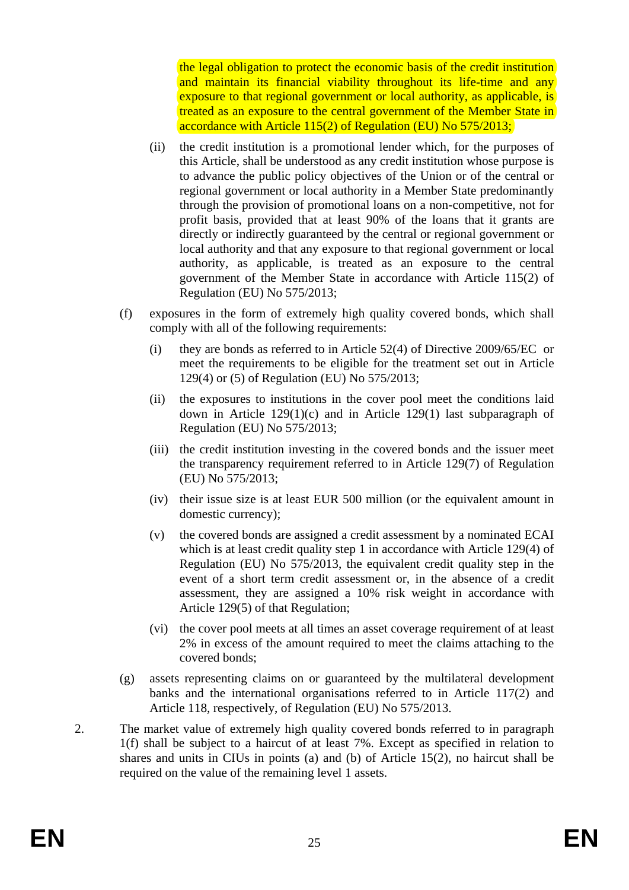the legal obligation to protect the economic basis of the credit institution and maintain its financial viability throughout its life-time and any exposure to that regional government or local authority, as applicable, is treated as an exposure to the central government of the Member State in accordance with Article 115(2) of Regulation (EU) No 575/2013;

(ii) the credit institution is a promotional lender which, for the purposes of this Article, shall be understood as any credit institution whose purpose is to advance the public policy objectives of the Union or of the central or regional government or local authority in a Member State predominantly through the provision of promotional loans on a non-competitive, not for profit basis, provided that at least 90% of the loans that it grants are directly or indirectly guaranteed by the central or regional government or local authority and that any exposure to that regional government or local authority, as applicable, is treated as an exposure to the central government of the Member State in accordance with Article 115(2) of Regulation (EU) No 575/2013;

(f) exposures in the form of extremely high quality covered bonds, which shall comply with all of the following requirements:

(i) they are bonds as referred to in Article 52(4) of Directive 2009/65/EC or meet the requirements to be eligible for the treatment set out in Article 129(4) or (5) of Regulation (EU) No 575/2013;

(ii) the exposures to institutions in the cover pool meet the conditions laid down in Article 129(1)(c) and in Article 129(1) last subparagraph of Regulation (EU) No 575/2013;

(iii) the credit institution investing in the covered bonds and the issuer meet the transparency requirement referred to in Article 129(7) of Regulation (EU) No 575/2013;

(iv) their issue size is at least EUR 500 million (or the equivalent amount in domestic currency);

(v) the covered bonds are assigned a credit assessment by a nominated ECAI which is at least credit quality step 1 in accordance with Article 129(4) of Regulation (EU) No 575/2013, the equivalent credit quality step in the event of a short term credit assessment or, in the absence of a credit assessment, they are assigned a 10% risk weight in accordance with Article 129(5) of that Regulation;

(vi) the cover pool meets at all times an asset coverage requirement of at least 2% in excess of the amount required to meet the claims attaching to the covered bonds;

(g) assets representing claims on or guaranteed by the multilateral development banks and the international organisations referred to in Article 117(2) and Article 118, respectively, of Regulation (EU) No 575/2013.

2. The market value of extremely high quality covered bonds referred to in paragraph 1(f) shall be subject to a haircut of at least 7%. Except as specified in relation to shares and units in CIUs in points (a) and (b) of Article 15(2), no haircut shall be required on the value of the remaining level 1 assets.